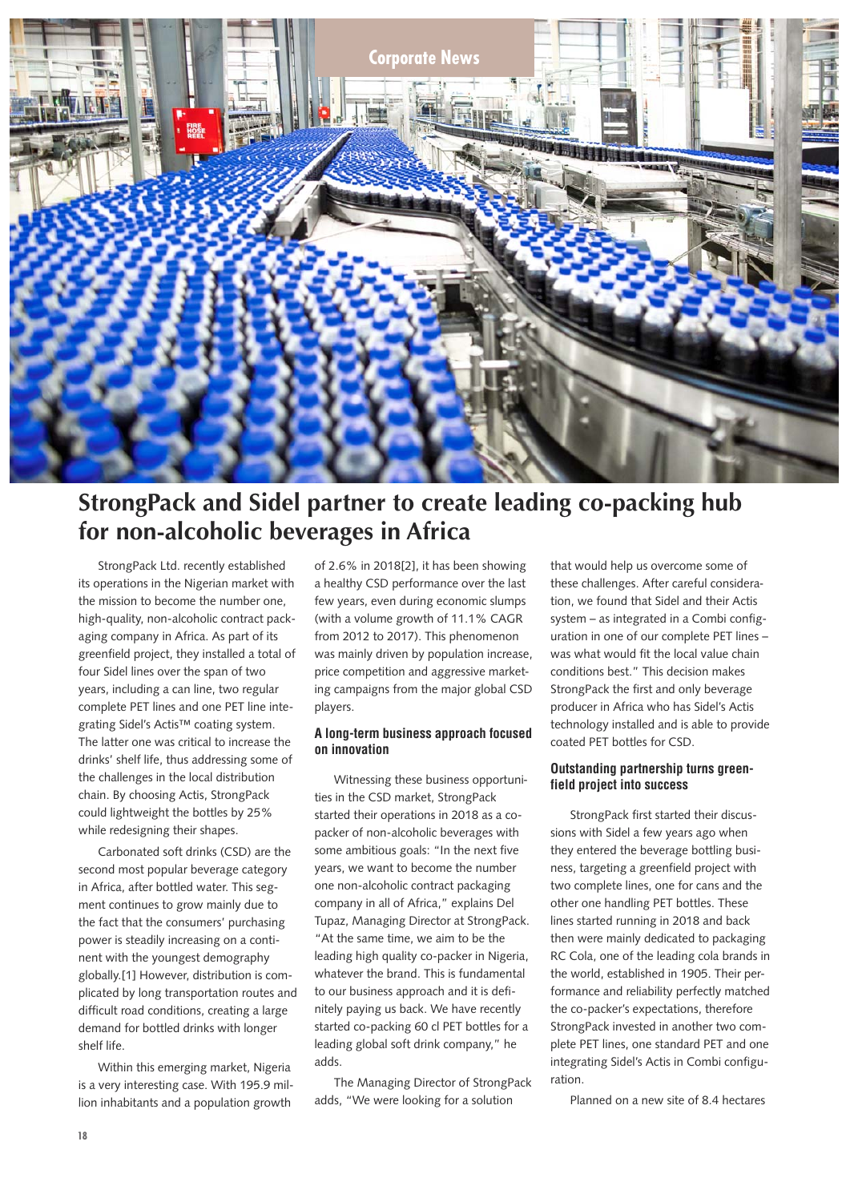Corporate News

# StrongPack and Sidel partner to create leading co-packing hub for non-alcoholic beverages in Africa

StrongPack Ltd. recently established its operations in the Nigerian market with the mission to become the number one, high-quality, non-alcoholic contract packaging company in Africa. As part of its greenfield project, they installed a total of four Sidel lines over the span of two years, including a can line, two regular complete PET lines and one PET line integrating Sidel's Actis™ coating system. The latter one was critical to increase the drinks' shelf life, thus addressing some of the challenges in the local distribution chain. By choosing Actis, StrongPack could lightweight the bottles by 25% while redesigning their shapes.

Carbonated soft drinks (CSD) are the second most popular beverage category in Africa, after bottled water. This segment continues to grow mainly due to the fact that the consumers' purchasing power is steadily increasing on a continent with the youngest demography globally.[1] However, distribution is complicated by long transportation routes and difficult road conditions, creating a large demand for bottled drinks with longer shelf life.

Within this emerging market, Nigeria is a very interesting case. With 195.9 million inhabitants and a population growth of 2.6% in 2018[2], it has been showing a healthy CSD performance over the last few years, even during economic slumps (with a volume growth of 11.1% CAGR from 2012 to 2017). This phenomenon was mainly driven by population increase, price competition and aggressive marketing campaigns from the major global CSD players.

### A long-term business approach focused on innovation

Witnessing these business opportunities in the CSD market, StrongPack started their operations in 2018 as a co-packer of non-alcoholic beverages with some ambitious goals: "In the next five years, we want to become the number one non-alcoholic contract packaging company in all of Africa," explains Del Tupaz, Managing Director at StrongPack. "At the same time, we aim to be the leading high quality co-packer in Nigeria, whatever the brand. This is fundamental to our business approach and it is definitely paying us back. We have recently started co-packing 60 cl PET bottles for a leading global soft drink company," he adds.

The Managing Director of StrongPack adds, "We were looking for a solution that would help us overcome some of these challenges. After careful consideration, we found that Sidel and their Actis system – as integrated in a Combi configuration in one of our complete PET lines – was what would fit the local value chain conditions best." This decision makes StrongPack the first and only beverage producer in Africa who has Sidel's Actis technology installed and is able to provide coated PET bottles for CSD.

### Outstanding partnership turns greenfield project into success

StrongPack first started their discussions with Sidel a few years ago when they entered the beverage bottling business, targeting a greenfield project with two complete lines, one for cans and the other one handling PET bottles. These lines started running in 2018 and back then were mainly dedicated to packaging RC Cola, one of the leading cola brands in the world, established in 1905. Their performance and reliability perfectly matched the co-packer's expectations, therefore StrongPack invested in another two complete PET lines, one standard PET and one integrating Sidel's Actis in Combi configuration.

Planned on a new site of 8.4 hectares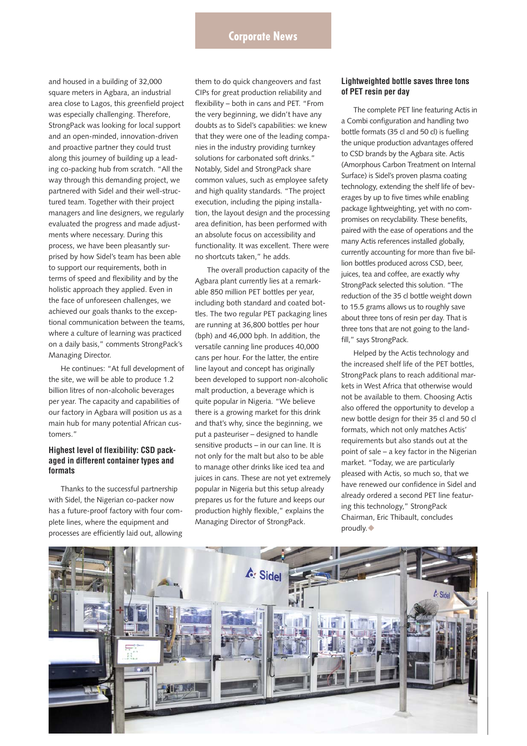and housed in a building of 32,000 square meters in Agbara, an industrial area close to Lagos, this greenfield project was especially challenging. Therefore, StrongPack was looking for local support and an open-minded, innovation-driven and proactive partner they could trust along this journey of building up a leading co-packing hub from scratch. "All the way through this demanding project, we partnered with Sidel and their well-structured team. Together with their project managers and line designers, we regularly evaluated the progress and made adjustments where necessary. During this process, we have been pleasantly surprised by how Sidel's team has been able to support our requirements, both in terms of speed and flexibility and by the holistic approach they applied. Even in the face of unforeseen challenges, we achieved our goals thanks to the exceptional communication between the teams, where a culture of learning was practiced on a daily basis," comments StrongPack's Managing Director.

He continues: "At full development of the site, we will be able to produce 1.2 billion litres of non-alcoholic beverages per year. The capacity and capabilities of our factory in Agbara will position us as a main hub for many potential African customers."

### Highest level of flexibility: CSD packaged in different container types and formats

Thanks to the successful partnership with Sidel, the Nigerian co-packer now has a future-proof factory with four complete lines, where the equipment and processes are efficiently laid out, allowing them to do quick changeovers and fast CIPs for great production reliability and flexibility – both in cans and PET. "From the very beginning, we didn't have any doubts as to Sidel's capabilities: we knew that they were one of the leading companies in the industry providing turnkey solutions for carbonated soft drinks." Notably, Sidel and StrongPack share common values, such as employee safety and high quality standards. "The project execution, including the piping installation, the layout design and the processing area definition, has been performed with an absolute focus on accessibility and functionality. It was excellent. There were no shortcuts taken," he adds.

The overall production capacity of the Agbara plant currently lies at a remarkable 850 million PET bottles per year, including both standard and coated bottles. The two regular PET packaging lines are running at 36,800 bottles per hour (bph) and 46,000 bph. In addition, the versatile canning line produces 40,000 cans per hour. For the latter, the entire line layout and concept has originally been developed to support non-alcoholic malt production, a beverage which is quite popular in Nigeria. "We believe there is a growing market for this drink and that's why, since the beginning, we put a pasteuriser – designed to handle sensitive products – in our can line. It is not only for the malt but also to be able to manage other drinks like iced tea and juices in cans. These are not yet extremely popular in Nigeria but this setup already prepares us for the future and keeps our production highly flexible," explains the Managing Director of StrongPack.

### Lightweighted bottle saves three tons of PET resin per day

The complete PET line featuring Actis in a Combi configuration and handling two bottle formats (35 cl and 50 cl) is fuelling the unique production advantages offered to CSD brands by the Agbara site. Actis (Amorphous Carbon Treatment on Internal Surface) is Sidel's proven plasma coating technology, extending the shelf life of beverages by up to five times while enabling package lightweighting, yet with no compromises on recyclability. These benefits, paired with the ease of operations and the many Actis references installed globally, currently accounting for more than five billion bottles produced across CSD, beer, juices, tea and coffee, are exactly why StrongPack selected this solution. "The reduction of the 35 cl bottle weight down to 15.5 grams allows us to roughly save about three tons of resin per day. That is three tons that are not going to the landfill," says StrongPack.

Helped by the Actis technology and the increased shelf life of the PET bottles, StrongPack plans to reach additional markets in West Africa that otherwise would not be available to them. Choosing Actis also offered the opportunity to develop a new bottle design for their 35 cl and 50 cl formats, which not only matches Actis' requirements but also stands out at the point of sale – a key factor in the Nigerian market. "Today, we are particularly pleased with Actis, so much so, that we have renewed our confidence in Sidel and already ordered a second PET line featuring this technology," StrongPack Chairman, Eric Thibault, concludes proudly.